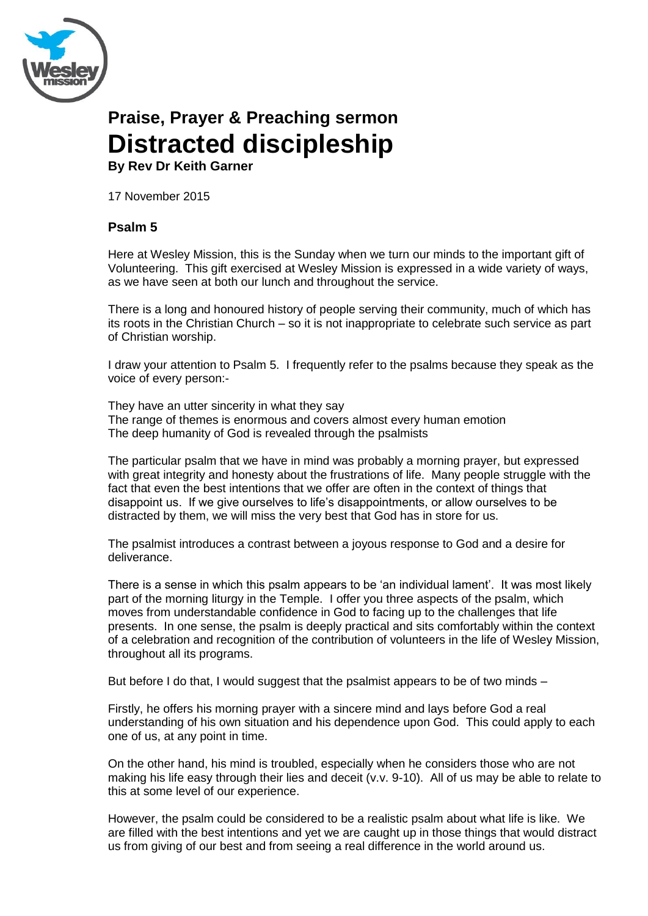## Praise, Prayer & Preaching sermon

# Distracted discipleship

**By Rev Dr Keith Garner**

17 November 2015

### Psalm 5

Here at Wesley Mission, this is the Sunday when we turn our minds to the important gift of Volunteering. This gift exercised at Wesley Mission is expressed in a wide variety of ways, as we have seen at both our lunch and throughout the service.

There is a long and honoured history of people serving their community, much of which has its roots in the Christian Church – so it is not inappropriate to celebrate such service as part of Christian worship.

I draw your attention to Psalm 5. I frequently refer to the psalms because they speak as the voice of every person:-

They have an utter sincerity in what they say
The range of themes is enormous and covers almost every human emotion
The deep humanity of God is revealed through the psalmists

The particular psalm that we have in mind was probably a morning prayer, but expressed with great integrity and honesty about the frustrations of life. Many people struggle with the fact that even the best intentions that we offer are often in the context of things that disappoint us. If we give ourselves to life's disappointments, or allow ourselves to be distracted by them, we will miss the very best that God has in store for us.

The psalmist introduces a contrast between a joyous response to God and a desire for deliverance.

There is a sense in which this psalm appears to be 'an individual lament'. It was most likely part of the morning liturgy in the Temple. I offer you three aspects of the psalm, which moves from understandable confidence in God to facing up to the challenges that life presents. In one sense, the psalm is deeply practical and sits comfortably within the context of a celebration and recognition of the contribution of volunteers in the life of Wesley Mission, throughout all its programs.

But before I do that, I would suggest that the psalmist appears to be of two minds –

Firstly, he offers his morning prayer with a sincere mind and lays before God a real understanding of his own situation and his dependence upon God. This could apply to each one of us, at any point in time.

On the other hand, his mind is troubled, especially when he considers those who are not making his life easy through their lies and deceit (v.v. 9-10). All of us may be able to relate to this at some level of our experience.

However, the psalm could be considered to be a realistic psalm about what life is like. We are filled with the best intentions and yet we are caught up in those things that would distract us from giving of our best and from seeing a real difference in the world around us.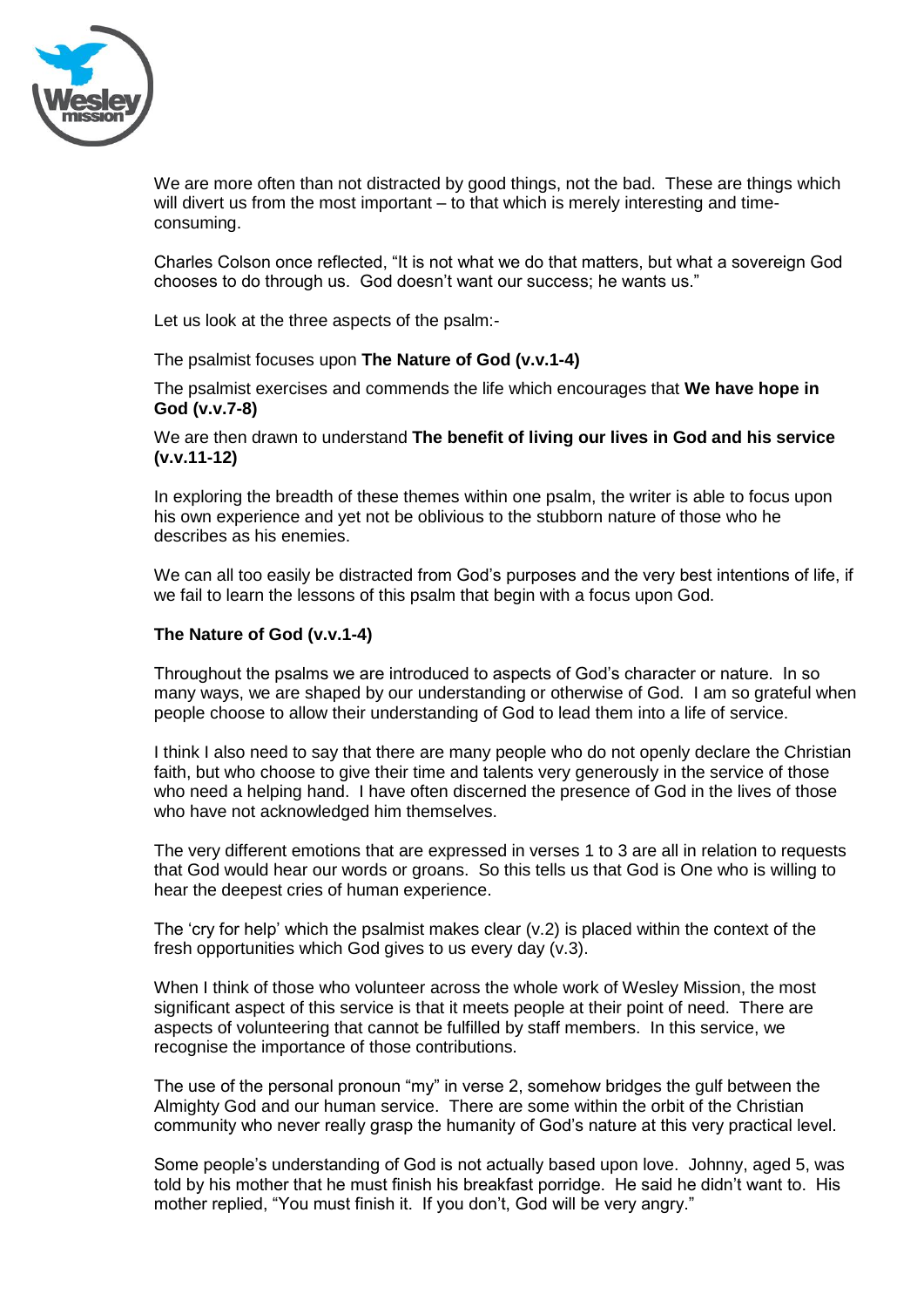We are more often than not distracted by good things, not the bad. These are things which will divert us from the most important – to that which is merely interesting and time-consuming.

Charles Colson once reflected, "It is not what we do that matters, but what a sovereign God chooses to do through us. God doesn't want our success; he wants us."

Let us look at the three aspects of the psalm:-

The psalmist focuses upon **The Nature of God (v.v.1-4)**

The psalmist exercises and commends the life which encourages that **We have hope in God (v.v.7-8)**

We are then drawn to understand **The benefit of living our lives in God and his service (v.v.11-12)**

In exploring the breadth of these themes within one psalm, the writer is able to focus upon his own experience and yet not be oblivious to the stubborn nature of those who he describes as his enemies.

We can all too easily be distracted from God's purposes and the very best intentions of life, if we fail to learn the lessons of this psalm that begin with a focus upon God.

**The Nature of God (v.v.1-4)**

Throughout the psalms we are introduced to aspects of God's character or nature. In so many ways, we are shaped by our understanding or otherwise of God. I am so grateful when people choose to allow their understanding of God to lead them into a life of service.

I think I also need to say that there are many people who do not openly declare the Christian faith, but who choose to give their time and talents very generously in the service of those who need a helping hand. I have often discerned the presence of God in the lives of those who have not acknowledged him themselves.

The very different emotions that are expressed in verses 1 to 3 are all in relation to requests that God would hear our words or groans. So this tells us that God is One who is willing to hear the deepest cries of human experience.

The 'cry for help' which the psalmist makes clear (v.2) is placed within the context of the fresh opportunities which God gives to us every day (v.3).

When I think of those who volunteer across the whole work of Wesley Mission, the most significant aspect of this service is that it meets people at their point of need. There are aspects of volunteering that cannot be fulfilled by staff members. In this service, we recognise the importance of those contributions.

The use of the personal pronoun "my" in verse 2, somehow bridges the gulf between the Almighty God and our human service. There are some within the orbit of the Christian community who never really grasp the humanity of God's nature at this very practical level.

Some people's understanding of God is not actually based upon love. Johnny, aged 5, was told by his mother that he must finish his breakfast porridge. He said he didn't want to. His mother replied, "You must finish it. If you don't, God will be very angry."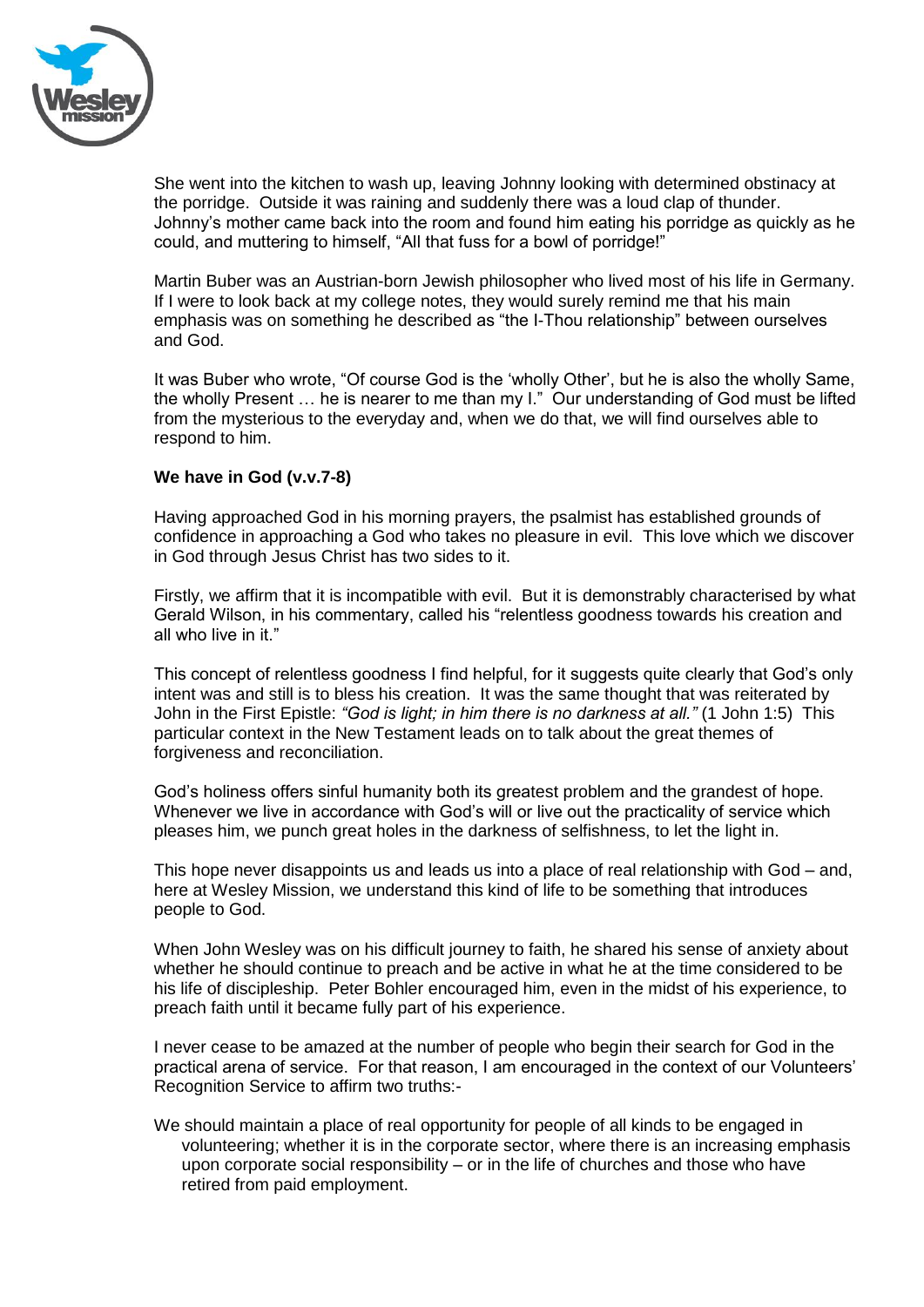She went into the kitchen to wash up, leaving Johnny looking with determined obstinacy at the porridge. Outside it was raining and suddenly there was a loud clap of thunder. Johnny's mother came back into the room and found him eating his porridge as quickly as he could, and muttering to himself, "All that fuss for a bowl of porridge!"

Martin Buber was an Austrian-born Jewish philosopher who lived most of his life in Germany. If I were to look back at my college notes, they would surely remind me that his main emphasis was on something he described as "the I-Thou relationship" between ourselves and God.

It was Buber who wrote, "Of course God is the 'wholly Other', but he is also the wholly Same, the wholly Present … he is nearer to me than my I." Our understanding of God must be lifted from the mysterious to the everyday and, when we do that, we will find ourselves able to respond to him.

**We have in God (v.v.7-8)**

Having approached God in his morning prayers, the psalmist has established grounds of confidence in approaching a God who takes no pleasure in evil. This love which we discover in God through Jesus Christ has two sides to it.

Firstly, we affirm that it is incompatible with evil. But it is demonstrably characterised by what Gerald Wilson, in his commentary, called his "relentless goodness towards his creation and all who live in it."

This concept of relentless goodness I find helpful, for it suggests quite clearly that God's only intent was and still is to bless his creation. It was the same thought that was reiterated by John in the First Epistle: *"God is light; in him there is no darkness at all."* (1 John 1:5) This particular context in the New Testament leads on to talk about the great themes of forgiveness and reconciliation.

God's holiness offers sinful humanity both its greatest problem and the grandest of hope. Whenever we live in accordance with God's will or live out the practicality of service which pleases him, we punch great holes in the darkness of selfishness, to let the light in.

This hope never disappoints us and leads us into a place of real relationship with God – and, here at Wesley Mission, we understand this kind of life to be something that introduces people to God.

When John Wesley was on his difficult journey to faith, he shared his sense of anxiety about whether he should continue to preach and be active in what he at the time considered to be his life of discipleship. Peter Bohler encouraged him, even in the midst of his experience, to preach faith until it became fully part of his experience.

I never cease to be amazed at the number of people who begin their search for God in the practical arena of service. For that reason, I am encouraged in the context of our Volunteers' Recognition Service to affirm two truths:-

We should maintain a place of real opportunity for people of all kinds to be engaged in volunteering; whether it is in the corporate sector, where there is an increasing emphasis upon corporate social responsibility – or in the life of churches and those who have retired from paid employment.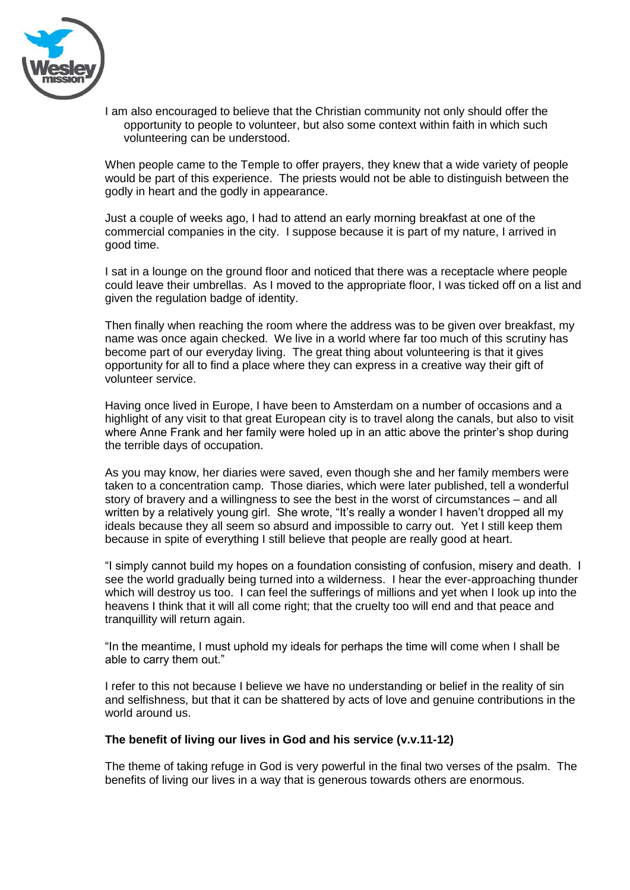I am also encouraged to believe that the Christian community not only should offer the opportunity to people to volunteer, but also some context within faith in which such volunteering can be understood.

When people came to the Temple to offer prayers, they knew that a wide variety of people would be part of this experience. The priests would not be able to distinguish between the godly in heart and the godly in appearance.

Just a couple of weeks ago, I had to attend an early morning breakfast at one of the commercial companies in the city. I suppose because it is part of my nature, I arrived in good time.

I sat in a lounge on the ground floor and noticed that there was a receptacle where people could leave their umbrellas. As I moved to the appropriate floor, I was ticked off on a list and given the regulation badge of identity.

Then finally when reaching the room where the address was to be given over breakfast, my name was once again checked. We live in a world where far too much of this scrutiny has become part of our everyday living. The great thing about volunteering is that it gives opportunity for all to find a place where they can express in a creative way their gift of volunteer service.

Having once lived in Europe, I have been to Amsterdam on a number of occasions and a highlight of any visit to that great European city is to travel along the canals, but also to visit where Anne Frank and her family were holed up in an attic above the printer's shop during the terrible days of occupation.

As you may know, her diaries were saved, even though she and her family members were taken to a concentration camp. Those diaries, which were later published, tell a wonderful story of bravery and a willingness to see the best in the worst of circumstances – and all written by a relatively young girl. She wrote, "It's really a wonder I haven't dropped all my ideals because they all seem so absurd and impossible to carry out. Yet I still keep them because in spite of everything I still believe that people are really good at heart.

"I simply cannot build my hopes on a foundation consisting of confusion, misery and death. I see the world gradually being turned into a wilderness. I hear the ever-approaching thunder which will destroy us too. I can feel the sufferings of millions and yet when I look up into the heavens I think that it will all come right; that the cruelty too will end and that peace and tranquillity will return again.

"In the meantime, I must uphold my ideals for perhaps the time will come when I shall be able to carry them out."

I refer to this not because I believe we have no understanding or belief in the reality of sin and selfishness, but that it can be shattered by acts of love and genuine contributions in the world around us.

**The benefit of living our lives in God and his service (v.v.11-12)**

The theme of taking refuge in God is very powerful in the final two verses of the psalm. The benefits of living our lives in a way that is generous towards others are enormous.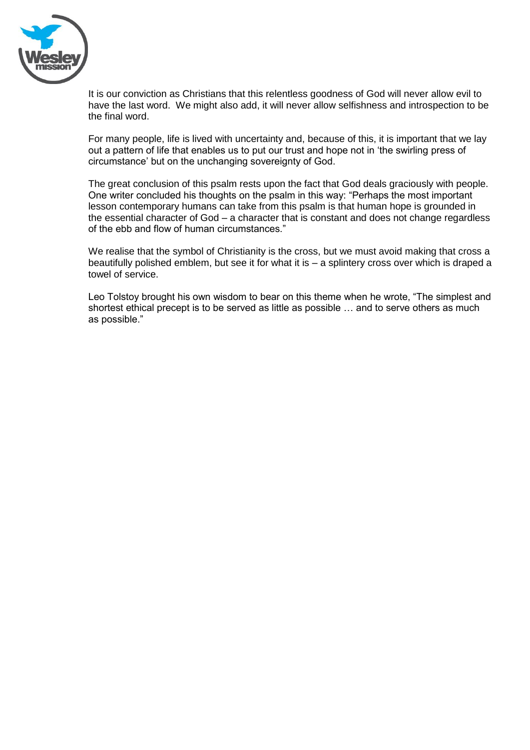It is our conviction as Christians that this relentless goodness of God will never allow evil to have the last word. We might also add, it will never allow selfishness and introspection to be the final word.

For many people, life is lived with uncertainty and, because of this, it is important that we lay out a pattern of life that enables us to put our trust and hope not in 'the swirling press of circumstance' but on the unchanging sovereignty of God.

The great conclusion of this psalm rests upon the fact that God deals graciously with people. One writer concluded his thoughts on the psalm in this way: "Perhaps the most important lesson contemporary humans can take from this psalm is that human hope is grounded in the essential character of God – a character that is constant and does not change regardless of the ebb and flow of human circumstances."

We realise that the symbol of Christianity is the cross, but we must avoid making that cross a beautifully polished emblem, but see it for what it is – a splintery cross over which is draped a towel of service.

Leo Tolstoy brought his own wisdom to bear on this theme when he wrote, "The simplest and shortest ethical precept is to be served as little as possible … and to serve others as much as possible."